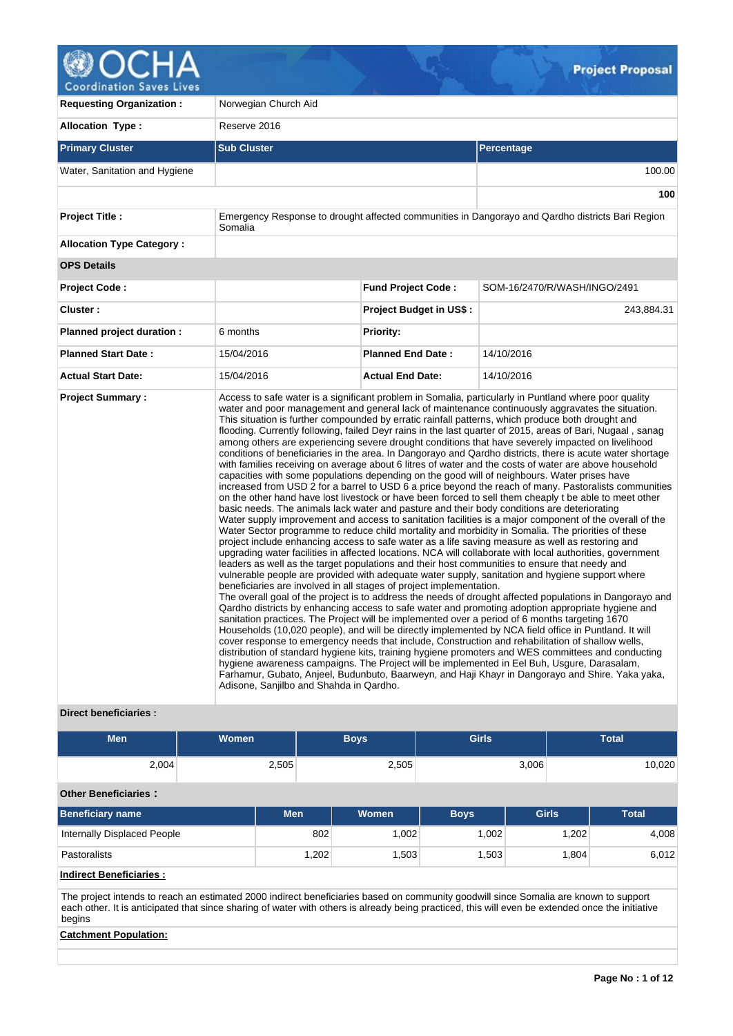**OCHA** Coordination Saves Lives — **Project Proposal**

| | | | |
|---|---|---|---|
| **Requesting Organization :** | Norwegian Church Aid | | |
| **Allocation Type :** | Reserve 2016 | | |

| **Primary Cluster** | **Sub Cluster** | **Percentage** |
|---|---|---|
| Water, Sanitation and Hygiene | | 100.00 |
| | | **100** |

| | | | |
|---|---|---|---|
| **Project Title :** | Emergency Response to drought affected communities in Dangorayo and Qardho districts Bari Region Somalia | | |
| **Allocation Type Category :** | | | |
| **OPS Details** | | | |
| **Project Code :** | | **Fund Project Code :** | SOM-16/2470/R/WASH/INGO/2491 |
| **Cluster :** | | **Project Budget in US$ :** | 243,884.31 |
| **Planned project duration :** | 6 months | **Priority:** | |
| **Planned Start Date :** | 15/04/2016 | **Planned End Date :** | 14/10/2016 |
| **Actual Start Date:** | 15/04/2016 | **Actual End Date:** | 14/10/2016 |

**Project Summary :**

Access to safe water is a significant problem in Somalia, particularly in Puntland where poor quality water and poor management and general lack of maintenance continuously aggravates the situation. This situation is further compounded by erratic rainfall patterns, which produce both drought and flooding. Currently following, failed Deyr rains in the last quarter of 2015, areas of Bari, Nugaal , sanag among others are experiencing severe drought conditions that have severely impacted on livelihood conditions of beneficiaries in the area. In Dangorayo and Qardho districts, there is acute water shortage with families receiving on average about 6 litres of water and the costs of water are above household capacities with some populations depending on the good will of neighbours. Water prises have increased from USD 2 for a barrel to USD 6 a price beyond the reach of many. Pastoralists communities on the other hand have lost livestock or have been forced to sell them cheaply t be able to meet other basic needs. The animals lack water and pasture and their body conditions are deteriorating
Water supply improvement and access to sanitation facilities is a major component of the overall of the Water Sector programme to reduce child mortality and morbidity in Somalia. The priorities of these project include enhancing access to safe water as a life saving measure as well as restoring and upgrading water facilities in affected locations. NCA will collaborate with local authorities, government leaders as well as the target populations and their host communities to ensure that needy and vulnerable people are provided with adequate water supply, sanitation and hygiene support where beneficiaries are involved in all stages of project implementation.
The overall goal of the project is to address the needs of drought affected populations in Dangorayo and Qardho districts by enhancing access to safe water and promoting adoption appropriate hygiene and sanitation practices. The Project will be implemented over a period of 6 months targeting 1670 Households (10,020 people), and will be directly implemented by NCA field office in Puntland. It will cover response to emergency needs that include, Construction and rehabilitation of shallow wells, distribution of standard hygiene kits, training hygiene promoters and WES committees and conducting hygiene awareness campaigns. The Project will be implemented in Eel Buh, Usgure, Darasalam, Farhamur, Gubato, Anjeel, Budunbuto, Baarweyn, and Haji Khayr in Dangorayo and Shire. Yaka yaka, Adisone, Sanjilbo and Shahda in Qardho.

**Direct beneficiaries :**

| Men | Women | Boys | Girls | Total |
|---|---|---|---|---|
| 2,004 | 2,505 | 2,505 | 3,006 | 10,020 |

**Other Beneficiaries :**

| Beneficiary name | Men | Women | Boys | Girls | Total |
|---|---|---|---|---|---|
| Internally Displaced People | 802 | 1,002 | 1,002 | 1,202 | 4,008 |
| Pastoralists | 1,202 | 1,503 | 1,503 | 1,804 | 6,012 |

**Indirect Beneficiaries :**

The project intends to reach an estimated 2000 indirect beneficiaries based on community goodwill since Somalia are known to support each other. It is anticipated that since sharing of water with others is already being practiced, this will even be extended once the initiative begins

**Catchment Population:**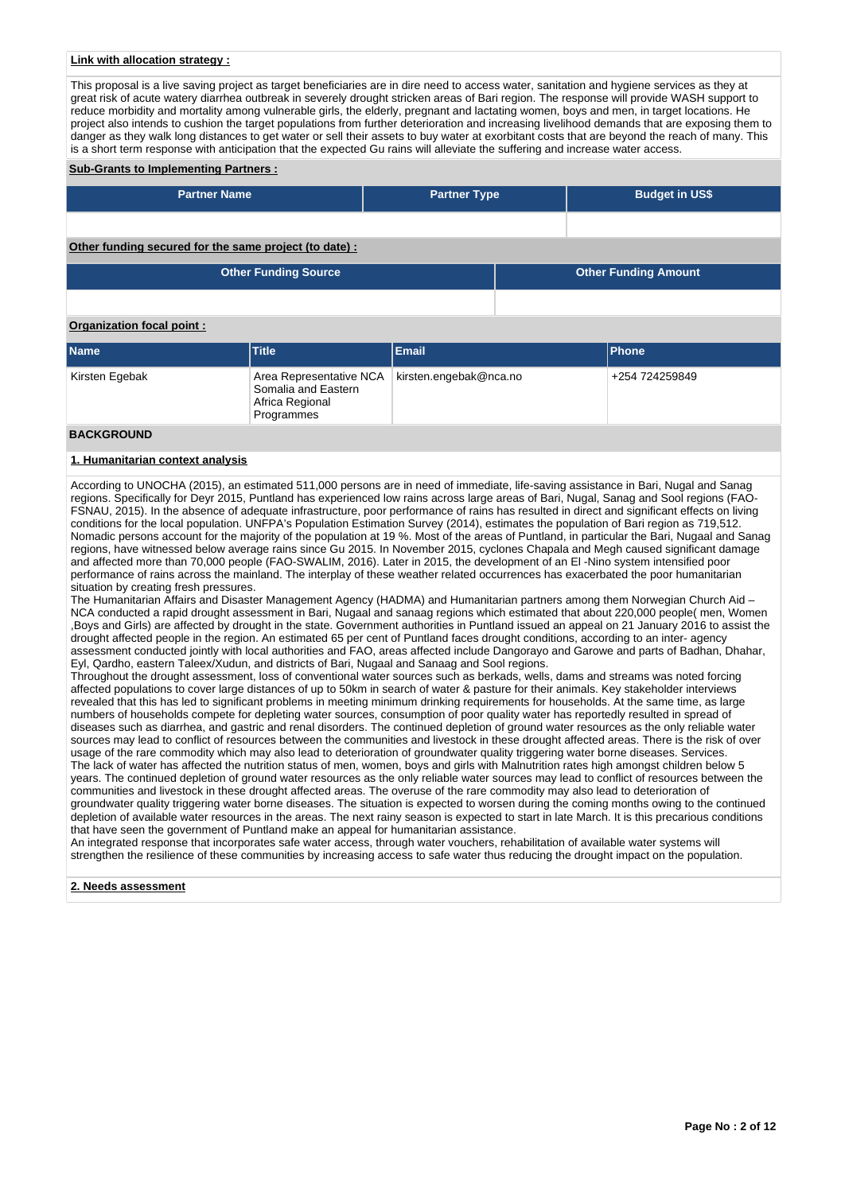**Link with allocation strategy :**

This proposal is a live saving project as target beneficiaries are in dire need to access water, sanitation and hygiene services as they at great risk of acute watery diarrhea outbreak in severely drought stricken areas of Bari region. The response will provide WASH support to reduce morbidity and mortality among vulnerable girls, the elderly, pregnant and lactating women, boys and men, in target locations. He project also intends to cushion the target populations from further deterioration and increasing livelihood demands that are exposing them to danger as they walk long distances to get water or sell their assets to buy water at exorbitant costs that are beyond the reach of many. This is a short term response with anticipation that the expected Gu rains will alleviate the suffering and increase water access.

**Sub-Grants to Implementing Partners :**

| Partner Name | Partner Type | Budget in US$ |
|---|---|---|
| | | |

**Other funding secured for the same project (to date) :**

| Other Funding Source | Other Funding Amount |
|---|---|
| | |

**Organization focal point :**

| Name | Title | Email | Phone |
|---|---|---|---|
| Kirsten Egebak | Area Representative NCA Somalia and Eastern Africa Regional Programmes | kirsten.engebak@nca.no | +254 724259849 |

## BACKGROUND

### 1. Humanitarian context analysis

According to UNOCHA (2015), an estimated 511,000 persons are in need of immediate, life-saving assistance in Bari, Nugal and Sanag regions. Specifically for Deyr 2015, Puntland has experienced low rains across large areas of Bari, Nugal, Sanag and Sool regions (FAO-FSNAU, 2015). In the absence of adequate infrastructure, poor performance of rains has resulted in direct and significant effects on living conditions for the local population. UNFPA's Population Estimation Survey (2014), estimates the population of Bari region as 719,512. Nomadic persons account for the majority of the population at 19 %. Most of the areas of Puntland, in particular the Bari, Nugaal and Sanag regions, have witnessed below average rains since Gu 2015. In November 2015, cyclones Chapala and Megh caused significant damage and affected more than 70,000 people (FAO-SWALIM, 2016). Later in 2015, the development of an El -Nino system intensified poor performance of rains across the mainland. The interplay of these weather related occurrences has exacerbated the poor humanitarian situation by creating fresh pressures.
The Humanitarian Affairs and Disaster Management Agency (HADMA) and Humanitarian partners among them Norwegian Church Aid – NCA conducted a rapid drought assessment in Bari, Nugaal and sanaag regions which estimated that about 220,000 people( men, Women ,Boys and Girls) are affected by drought in the state. Government authorities in Puntland issued an appeal on 21 January 2016 to assist the drought affected people in the region. An estimated 65 per cent of Puntland faces drought conditions, according to an inter- agency assessment conducted jointly with local authorities and FAO, areas affected include Dangorayo and Garowe and parts of Badhan, Dhahar, Eyl, Qardho, eastern Taleex/Xudun, and districts of Bari, Nugaal and Sanaag and Sool regions.
Throughout the drought assessment, loss of conventional water sources such as berkads, wells, dams and streams was noted forcing affected populations to cover large distances of up to 50km in search of water & pasture for their animals. Key stakeholder interviews revealed that this has led to significant problems in meeting minimum drinking requirements for households. At the same time, as large numbers of households compete for depleting water sources, consumption of poor quality water has reportedly resulted in spread of diseases such as diarrhea, and gastric and renal disorders. The continued depletion of ground water resources as the only reliable water sources may lead to conflict of resources between the communities and livestock in these drought affected areas. There is the risk of over usage of the rare commodity which may also lead to deterioration of groundwater quality triggering water borne diseases. Services.
The lack of water has affected the nutrition status of men, women, boys and girls with Malnutrition rates high amongst children below 5 years. The continued depletion of ground water resources as the only reliable water sources may lead to conflict of resources between the communities and livestock in these drought affected areas. The overuse of the rare commodity may also lead to deterioration of groundwater quality triggering water borne diseases. The situation is expected to worsen during the coming months owing to the continued depletion of available water resources in the areas. The next rainy season is expected to start in late March. It is this precarious conditions that have seen the government of Puntland make an appeal for humanitarian assistance.
An integrated response that incorporates safe water access, through water vouchers, rehabilitation of available water systems will strengthen the resilience of these communities by increasing access to safe water thus reducing the drought impact on the population.

### 2. Needs assessment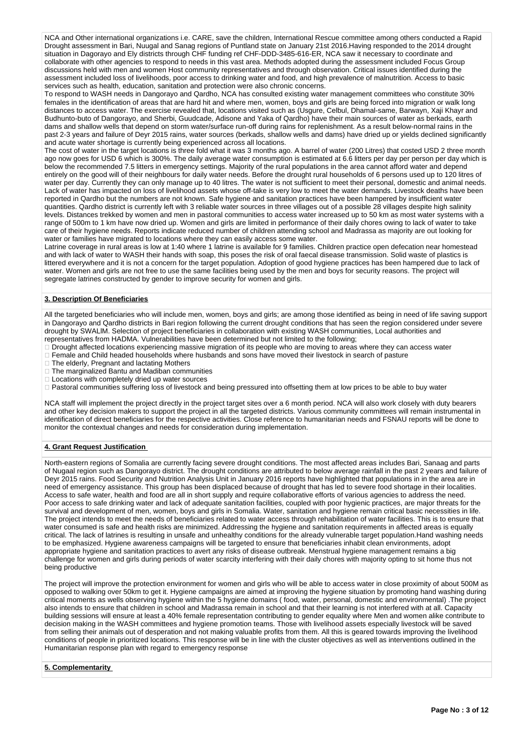NCA and Other international organizations i.e. CARE, save the children, International Rescue committee among others conducted a Rapid Drought assessment in Bari, Nuugal and Sanag regions of Puntland state on January 21st 2016.Having responded to the 2014 drought situation in Dagorayo and Ely districts through CHF funding ref CHF-DDD-3485-616-ER, NCA saw it necessary to coordinate and collaborate with other agencies to respond to needs in this vast area. Methods adopted during the assessment included Focus Group discussions held with men and women Host community representatives and through observation. Critical issues identified during the assessment included loss of livelihoods, poor access to drinking water and food, and high prevalence of malnutrition. Access to basic services such as health, education, sanitation and protection were also chronic concerns.

To respond to WASH needs in Dangorayo and Qardho, NCA has consulted existing water management committees who constitute 30% females in the identification of areas that are hard hit and where men, women, boys and girls are being forced into migration or walk long distances to access water. The exercise revealed that, locations visited such as (Usgure, Celbul, Dhamal-same, Barwayn, Xaji Khayr and Budhunto-buto of Dangorayo, and Sherbi, Guudcade, Adisone and Yaka of Qardho) have their main sources of water as berkads, earth dams and shallow wells that depend on storm water/surface run-off during rains for replenishment. As a result below-normal rains in the past 2-3 years and failure of Deyr 2015 rains, water sources (berkads, shallow wells and dams) have dried up or yields declined significantly and acute water shortage is currently being experienced across all locations.

The cost of water in the target locations is three fold what it was 3 months ago. A barrel of water (200 Litres) that costed USD 2 three month ago now goes for USD 6 which is 300%. The daily average water consumption is estimated at 6.6 litters per day per person per day which is below the recommended 7.5 litters in emergency settings. Majority of the rural populations in the area cannot afford water and depend entirely on the good will of their neighbours for daily water needs. Before the drought rural households of 6 persons used up to 120 litres of water per day. Currently they can only manage up to 40 litres. The water is not sufficient to meet their personal, domestic and animal needs. Lack of water has impacted on loss of livelihood assets whose off-take is very low to meet the water demands. Livestock deaths have been reported in Qardho but the numbers are not known. Safe hygiene and sanitation practices have been hampered by insufficient water quantities. Qardho district is currently left with 3 reliable water sources in three villages out of a possible 28 villages despite high salinity levels. Distances trekked by women and men in pastoral communities to access water increased up to 50 km as most water systems with a range of 500m to 1 km have now dried up. Women and girls are limited in performance of their daily chores owing to lack of water to take care of their hygiene needs. Reports indicate reduced number of children attending school and Madrassa as majority are out looking for water or families have migrated to locations where they can easily access some water.

Latrine coverage in rural areas is low at 1:40 where 1 latrine is available for 9 families. Children practice open defecation near homestead and with lack of water to WASH their hands with soap, this poses the risk of oral faecal disease transmission. Solid waste of plastics is littered everywhere and it is not a concern for the target population. Adoption of good hygiene practices has been hampered due to lack of water. Women and girls are not free to use the same facilities being used by the men and boys for security reasons. The project will segregate latrines constructed by gender to improve security for women and girls.

## 3. Description Of Beneficiaries

All the targeted beneficiaries who will include men, women, boys and girls; are among those identified as being in need of life saving support in Dangorayo and Qardho districts in Bari region following the current drought conditions that has seen the region considered under severe drought by SWALIM. Selection of project beneficiaries in collaboration with existing WASH communities, Local authorities and representatives from HADMA. Vulnerabilities have been determined but not limited to the following;

- Drought affected locations experiencing massive migration of its people who are moving to areas where they can access water
- Female and Child headed households where husbands and sons have moved their livestock in search of pasture
- The elderly, Pregnant and lactating Mothers
- The marginalized Bantu and Madiban communities
- Locations with completely dried up water sources
- Pastoral communities suffering loss of livestock and being pressured into offsetting them at low prices to be able to buy water

NCA staff will implement the project directly in the project target sites over a 6 month period. NCA will also work closely with duty bearers and other key decision makers to support the project in all the targeted districts. Various community committees will remain instrumental in identification of direct beneficiaries for the respective activities. Close reference to humanitarian needs and FSNAU reports will be done to monitor the contextual changes and needs for consideration during implementation.

## 4. Grant Request Justification

North-eastern regions of Somalia are currently facing severe drought conditions. The most affected areas includes Bari, Sanaag and parts of Nugaal region such as Dangorayo district. The drought conditions are attributed to below average rainfall in the past 2 years and failure of Deyr 2015 rains. Food Security and Nutrition Analysis Unit in January 2016 reports have highlighted that populations in in the area are in need of emergency assistance. This group has been displaced because of drought that has led to severe food shortage in their localities. Access to safe water, health and food are all in short supply and require collaborative efforts of various agencies to address the need. Poor access to safe drinking water and lack of adequate sanitation facilities, coupled with poor hygienic practices, are major threats for the survival and development of men, women, boys and girls in Somalia. Water, sanitation and hygiene remain critical basic necessities in life. The project intends to meet the needs of beneficiaries related to water access through rehabilitation of water facilities. This is to ensure that water consumed is safe and health risks are minimized. Addressing the hygiene and sanitation requirements in affected areas is equally critical. The lack of latrines is resulting in unsafe and unhealthy conditions for the already vulnerable target population.Hand washing needs to be emphasized. Hygiene awareness campaigns will be targeted to ensure that beneficiaries inhabit clean environments, adopt appropriate hygiene and sanitation practices to avert any risks of disease outbreak. Menstrual hygiene management remains a big challenge for women and girls during periods of water scarcity interfering with their daily chores with majority opting to sit home thus not being productive

The project will improve the protection environment for women and girls who will be able to access water in close proximity of about 500M as opposed to walking over 50km to get it. Hygiene campaigns are aimed at improving the hygiene situation by promoting hand washing during critical moments as wells observing hygiene within the 5 hygiene domains ( food, water, personal, domestic and environmental) .The project also intends to ensure that children in school and Madrassa remain in school and that their learning is not interfered with at all. Capacity building sessions will ensure at least a 40% female representation contributing to gender equality where Men and women alike contribute to decision making in the WASH committees and hygiene promotion teams. Those with livelihood assets especially livestock will be saved from selling their animals out of desperation and not making valuable profits from them. All this is geared towards improving the livelihood conditions of people in prioritized locations. This response will be in line with the cluster objectives as well as interventions outlined in the Humanitarian response plan with regard to emergency response

## 5. Complementarity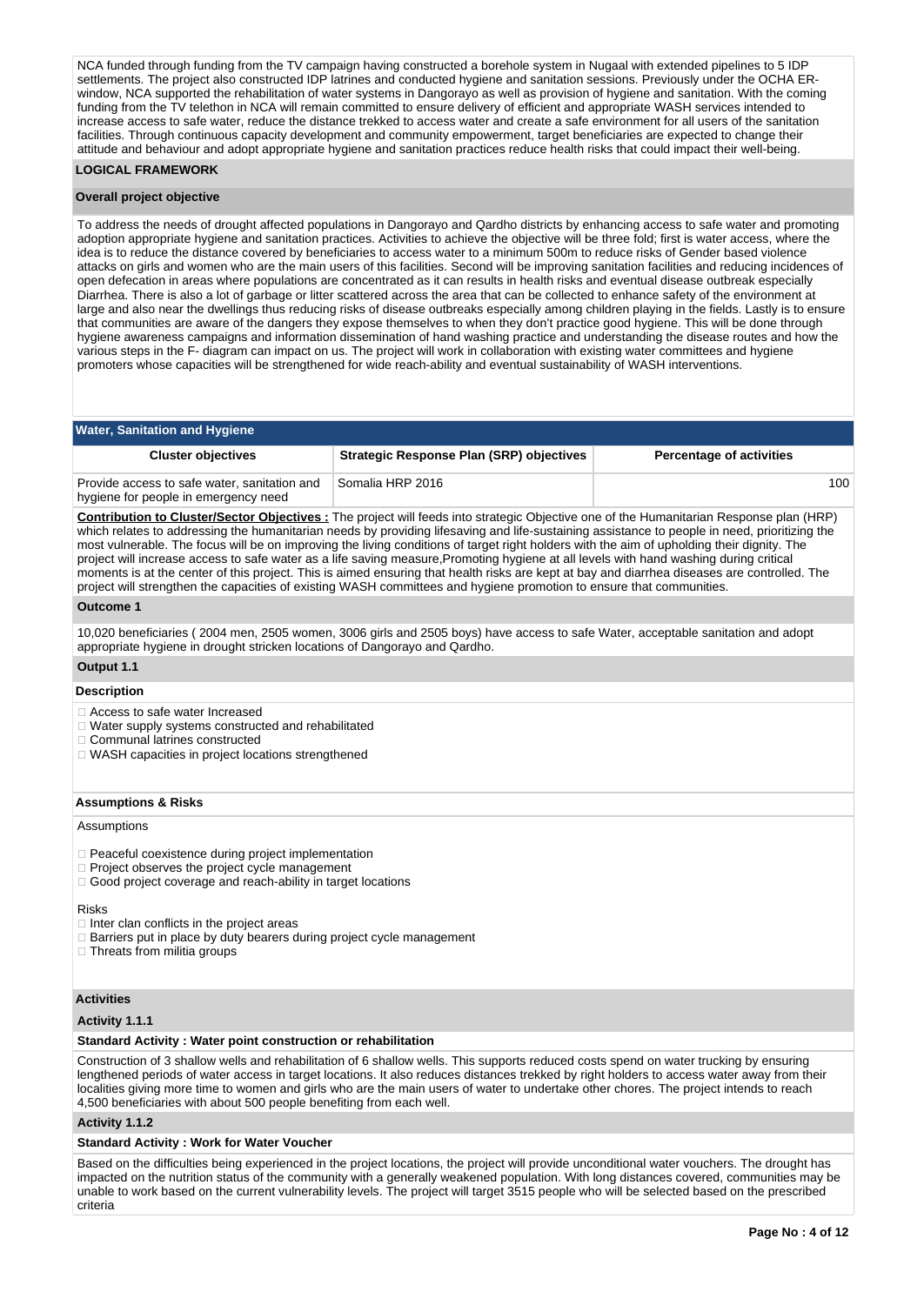NCA funded through funding from the TV campaign having constructed a borehole system in Nugaal with extended pipelines to 5 IDP settlements. The project also constructed IDP latrines and conducted hygiene and sanitation sessions. Previously under the OCHA ER-window, NCA supported the rehabilitation of water systems in Dangorayo as well as provision of hygiene and sanitation. With the coming funding from the TV telethon in NCA will remain committed to ensure delivery of efficient and appropriate WASH services intended to increase access to safe water, reduce the distance trekked to access water and create a safe environment for all users of the sanitation facilities. Through continuous capacity development and community empowerment, target beneficiaries are expected to change their attitude and behaviour and adopt appropriate hygiene and sanitation practices reduce health risks that could impact their well-being.

## LOGICAL FRAMEWORK

### Overall project objective

To address the needs of drought affected populations in Dangorayo and Qardho districts by enhancing access to safe water and promoting adoption appropriate hygiene and sanitation practices. Activities to achieve the objective will be three fold; first is water access, where the idea is to reduce the distance covered by beneficiaries to access water to a minimum 500m to reduce risks of Gender based violence attacks on girls and women who are the main users of this facilities. Second will be improving sanitation facilities and reducing incidences of open defecation in areas where populations are concentrated as it can results in health risks and eventual disease outbreak especially Diarrhea. There is also a lot of garbage or litter scattered across the area that can be collected to enhance safety of the environment at large and also near the dwellings thus reducing risks of disease outbreaks especially among children playing in the fields. Lastly is to ensure that communities are aware of the dangers they expose themselves to when they don't practice good hygiene. This will be done through hygiene awareness campaigns and information dissemination of hand washing practice and understanding the disease routes and how the various steps in the F- diagram can impact on us. The project will work in collaboration with existing water committees and hygiene promoters whose capacities will be strengthened for wide reach-ability and eventual sustainability of WASH interventions.

### Water, Sanitation and Hygiene

| Cluster objectives | Strategic Response Plan (SRP) objectives | Percentage of activities |
|---|---|---|
| Provide access to safe water, sanitation and hygiene for people in emergency need | Somalia HRP 2016 | 100 |

**Contribution to Cluster/Sector Objectives :** The project will feeds into strategic Objective one of the Humanitarian Response plan (HRP) which relates to addressing the humanitarian needs by providing lifesaving and life-sustaining assistance to people in need, prioritizing the most vulnerable. The focus will be on improving the living conditions of target right holders with the aim of upholding their dignity. The project will increase access to safe water as a life saving measure,Promoting hygiene at all levels with hand washing during critical moments is at the center of this project. This is aimed ensuring that health risks are kept at bay and diarrhea diseases are controlled. The project will strengthen the capacities of existing WASH committees and hygiene promotion to ensure that communities.

#### Outcome 1

10,020 beneficiaries ( 2004 men, 2505 women, 3006 girls and 2505 boys) have access to safe Water, acceptable sanitation and adopt appropriate hygiene in drought stricken locations of Dangorayo and Qardho.

#### Output 1.1

**Description**

- Access to safe water Increased
- Water supply systems constructed and rehabilitated
- Communal latrines constructed
- WASH capacities in project locations strengthened

**Assumptions & Risks**

Assumptions

- Peaceful coexistence during project implementation
- Project observes the project cycle management
- Good project coverage and reach-ability in target locations

Risks

- Inter clan conflicts in the project areas
- Barriers put in place by duty bearers during project cycle management
- Threats from militia groups

**Activities**

**Activity 1.1.1**

**Standard Activity : Water point construction or rehabilitation**

Construction of 3 shallow wells and rehabilitation of 6 shallow wells. This supports reduced costs spend on water trucking by ensuring lengthened periods of water access in target locations. It also reduces distances trekked by right holders to access water away from their localities giving more time to women and girls who are the main users of water to undertake other chores. The project intends to reach 4,500 beneficiaries with about 500 people benefiting from each well.

**Activity 1.1.2**

**Standard Activity : Work for Water Voucher**

Based on the difficulties being experienced in the project locations, the project will provide unconditional water vouchers. The drought has impacted on the nutrition status of the community with a generally weakened population. With long distances covered, communities may be unable to work based on the current vulnerability levels. The project will target 3515 people who will be selected based on the prescribed criteria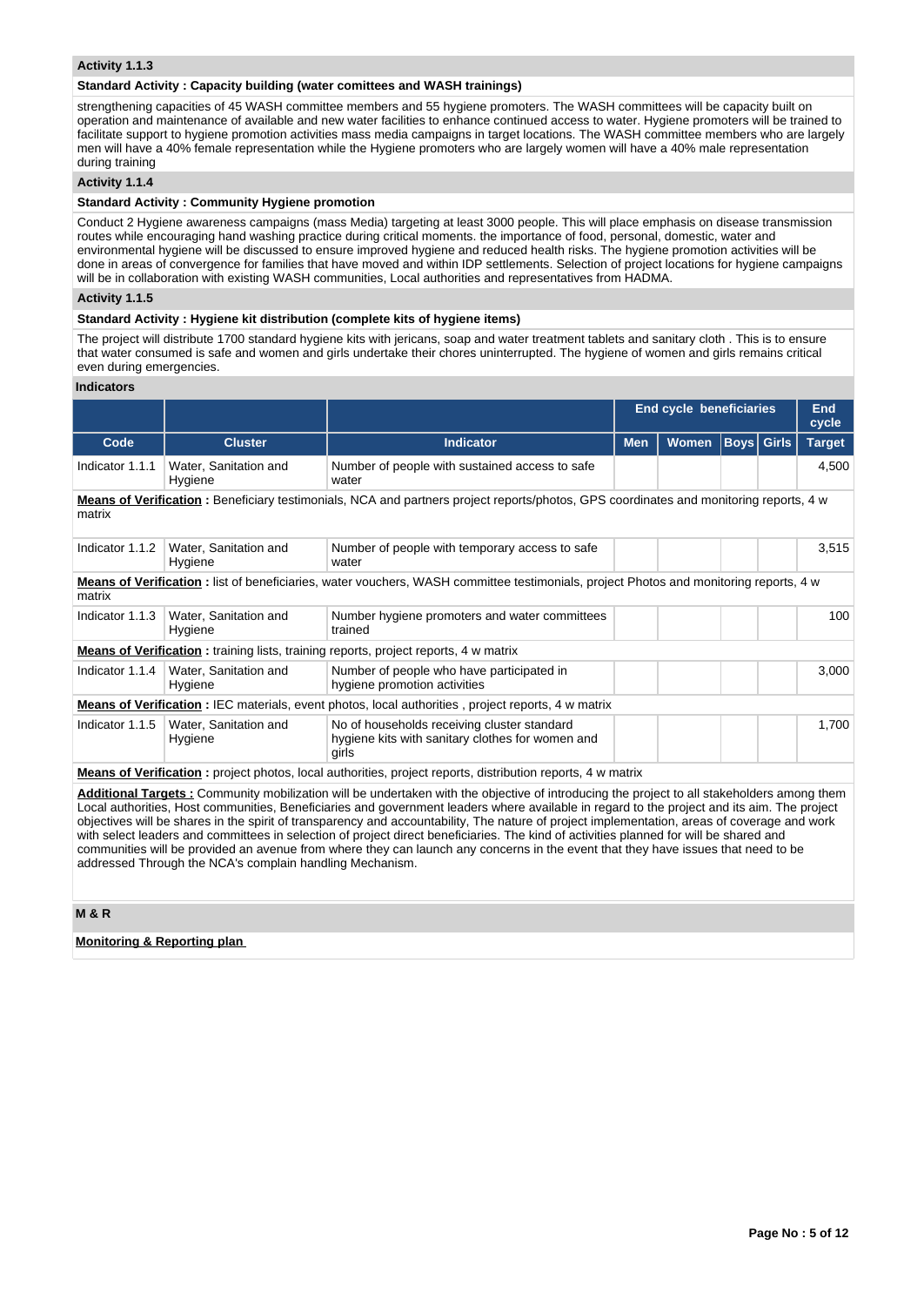### Activity 1.1.3

**Standard Activity : Capacity building (water comittees and WASH trainings)**

strengthening capacities of 45 WASH committee members and 55 hygiene promoters. The WASH committees will be capacity built on operation and maintenance of available and new water facilities to enhance continued access to water. Hygiene promoters will be trained to facilitate support to hygiene promotion activities mass media campaigns in target locations. The WASH committee members who are largely men will have a 40% female representation while the Hygiene promoters who are largely women will have a 40% male representation during training

### Activity 1.1.4

**Standard Activity : Community Hygiene promotion**

Conduct 2 Hygiene awareness campaigns (mass Media) targeting at least 3000 people. This will place emphasis on disease transmission routes while encouraging hand washing practice during critical moments. the importance of food, personal, domestic, water and environmental hygiene will be discussed to ensure improved hygiene and reduced health risks. The hygiene promotion activities will be done in areas of convergence for families that have moved and within IDP settlements. Selection of project locations for hygiene campaigns will be in collaboration with existing WASH communities, Local authorities and representatives from HADMA.

### Activity 1.1.5

**Standard Activity : Hygiene kit distribution (complete kits of hygiene items)**

The project will distribute 1700 standard hygiene kits with jericans, soap and water treatment tablets and sanitary cloth . This is to ensure that water consumed is safe and women and girls undertake their chores uninterrupted. The hygiene of women and girls remains critical even during emergencies.

### Indicators

| | | | End cycle beneficiaries | | | | End cycle |
|---|---|---|---|---|---|---|---|
| **Code** | **Cluster** | **Indicator** | **Men** | **Women** | **Boys** | **Girls** | **Target** |
| Indicator 1.1.1 | Water, Sanitation and Hygiene | Number of people with sustained access to safe water | | | | | 4,500 |
| **Means of Verification :** Beneficiary testimonials, NCA and partners project reports/photos, GPS coordinates and monitoring reports, 4 w matrix | | | | | | | |
| Indicator 1.1.2 | Water, Sanitation and Hygiene | Number of people with temporary access to safe water | | | | | 3,515 |
| **Means of Verification :** list of beneficiaries, water vouchers, WASH committee testimonials, project Photos and monitoring reports, 4 w matrix | | | | | | | |
| Indicator 1.1.3 | Water, Sanitation and Hygiene | Number hygiene promoters and water committees trained | | | | | 100 |
| **Means of Verification :** training lists, training reports, project reports, 4 w matrix | | | | | | | |
| Indicator 1.1.4 | Water, Sanitation and Hygiene | Number of people who have participated in hygiene promotion activities | | | | | 3,000 |
| **Means of Verification :** IEC materials, event photos, local authorities , project reports, 4 w matrix | | | | | | | |
| Indicator 1.1.5 | Water, Sanitation and Hygiene | No of households receiving cluster standard hygiene kits with sanitary clothes for women and girls | | | | | 1,700 |
| **Means of Verification :** project photos, local authorities, project reports, distribution reports, 4 w matrix | | | | | | | |

**Additional Targets :** Community mobilization will be undertaken with the objective of introducing the project to all stakeholders among them Local authorities, Host communities, Beneficiaries and government leaders where available in regard to the project and its aim. The project objectives will be shares in the spirit of transparency and accountability, The nature of project implementation, areas of coverage and work with select leaders and committees in selection of project direct beneficiaries. The kind of activities planned for will be shared and communities will be provided an avenue from where they can launch any concerns in the event that they have issues that need to be addressed Through the NCA's complain handling Mechanism.

### M & R

**Monitoring & Reporting plan**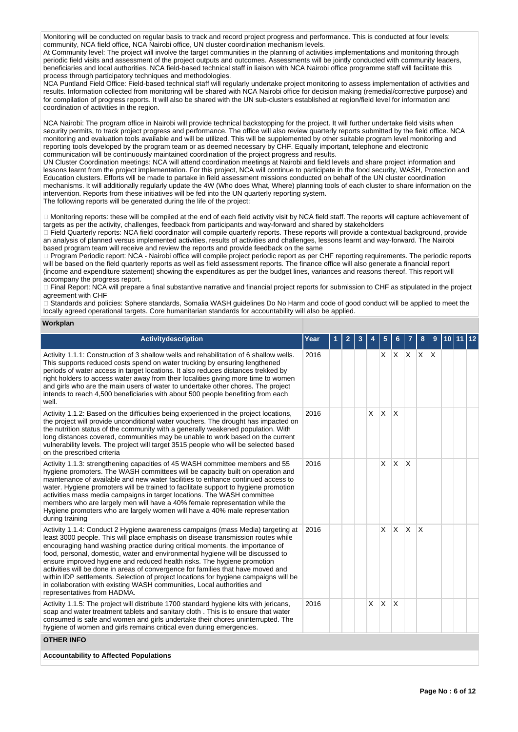Monitoring will be conducted on regular basis to track and record project progress and performance. This is conducted at four levels: community, NCA field office, NCA Nairobi office, UN cluster coordination mechanism levels.
At Community level: The project will involve the target communities in the planning of activities implementations and monitoring through periodic field visits and assessment of the project outputs and outcomes. Assessments will be jointly conducted with community leaders, beneficiaries and local authorities. NCA field-based technical staff in liaison with NCA Nairobi office programme staff will facilitate this process through participatory techniques and methodologies.
NCA Puntland Field Office: Field-based technical staff will regularly undertake project monitoring to assess implementation of activities and results. Information collected from monitoring will be shared with NCA Nairobi office for decision making (remedial/corrective purpose) and for compilation of progress reports. It will also be shared with the UN sub-clusters established at region/field level for information and coordination of activities in the region.

NCA Nairobi: The program office in Nairobi will provide technical backstopping for the project. It will further undertake field visits when security permits, to track project progress and performance. The office will also review quarterly reports submitted by the field office. NCA monitoring and evaluation tools available and will be utilized. This will be supplemented by other suitable program level monitoring and reporting tools developed by the program team or as deemed necessary by CHF. Equally important, telephone and electronic communication will be continuously maintained coordination of the project progress and results.
UN Cluster Coordination meetings: NCA will attend coordination meetings at Nairobi and field levels and share project information and lessons learnt from the project implementation. For this project, NCA will continue to participate in the food security, WASH, Protection and Education clusters. Efforts will be made to partake in field assessment missions conducted on behalf of the UN cluster coordination mechanisms. It will additionally regularly update the 4W (Who does What, Where) planning tools of each cluster to share information on the intervention. Reports from these initiatives will be fed into the UN quarterly reporting system.
The following reports will be generated during the life of the project:

 Monitoring reports: these will be compiled at the end of each field activity visit by NCA field staff. The reports will capture achievement of targets as per the activity, challenges, feedback from participants and way-forward and shared by stakeholders
 Field Quarterly reports: NCA field coordinator will compile quarterly reports. These reports will provide a contextual background, provide an analysis of planned versus implemented activities, results of activities and challenges, lessons learnt and way-forward. The Nairobi based program team will receive and review the reports and provide feedback on the same
 Program Periodic report: NCA - Nairobi office will compile project periodic report as per CHF reporting requirements. The periodic reports will be based on the field quarterly reports as well as field assessment reports. The finance office will also generate a financial report (income and expenditure statement) showing the expenditures as per the budget lines, variances and reasons thereof. This report will accompany the progress report.
 Final Report: NCA will prepare a final substantive narrative and financial project reports for submission to CHF as stipulated in the project agreement with CHF
 Standards and policies: Sphere standards, Somalia WASH guidelines Do No Harm and code of good conduct will be applied to meet the locally agreed operational targets. Core humanitarian standards for accountability will also be applied.

**Workplan**

| Activitydescription | Year | 1 | 2 | 3 | 4 | 5 | 6 | 7 | 8 | 9 | 10 | 11 | 12 |
|---|---|---|---|---|---|---|---|---|---|---|---|---|---|
| Activity 1.1.1: Construction of 3 shallow wells and rehabilitation of 6 shallow wells. This supports reduced costs spend on water trucking by ensuring lengthened periods of water access in target locations. It also reduces distances trekked by right holders to access water away from their localities giving more time to women and girls who are the main users of water to undertake other chores. The project intends to reach 4,500 beneficiaries with about 500 people benefiting from each well. | 2016 | | | | | X | X | X | X | X | | | |
| Activity 1.1.2: Based on the difficulties being experienced in the project locations, the project will provide unconditional water vouchers. The drought has impacted on the nutrition status of the community with a generally weakened population. With long distances covered, communities may be unable to work based on the current vulnerability levels. The project will target 3515 people who will be selected based on the prescribed criteria | 2016 | | | | X | X | X | | | | | | |
| Activity 1.1.3: strengthening capacities of 45 WASH committee members and 55 hygiene promoters. The WASH committees will be capacity built on operation and maintenance of available and new water facilities to enhance continued access to water. Hygiene promoters will be trained to facilitate support to hygiene promotion activities mass media campaigns in target locations. The WASH committee members who are largely men will have a 40% female representation while the Hygiene promoters who are largely women will have a 40% male representation during training | 2016 | | | | | X | X | X | | | | | |
| Activity 1.1.4: Conduct 2 Hygiene awareness campaigns (mass Media) targeting at least 3000 people. This will place emphasis on disease transmission routes while encouraging hand washing practice during critical moments. the importance of food, personal, domestic, water and environmental hygiene will be discussed to ensure improved hygiene and reduced health risks. The hygiene promotion activities will be done in areas of convergence for families that have moved and within IDP settlements. Selection of project locations for hygiene campaigns will be in collaboration with existing WASH communities, Local authorities and representatives from HADMA. | 2016 | | | | | X | X | X | X | | | | |
| Activity 1.1.5: The project will distribute 1700 standard hygiene kits with jericans, soap and water treatment tablets and sanitary cloth . This is to ensure that water consumed is safe and women and girls undertake their chores uninterrupted. The hygiene of women and girls remains critical even during emergencies. | 2016 | | | | X | X | X | | | | | | |

**OTHER INFO**

**Accountability to Affected Populations**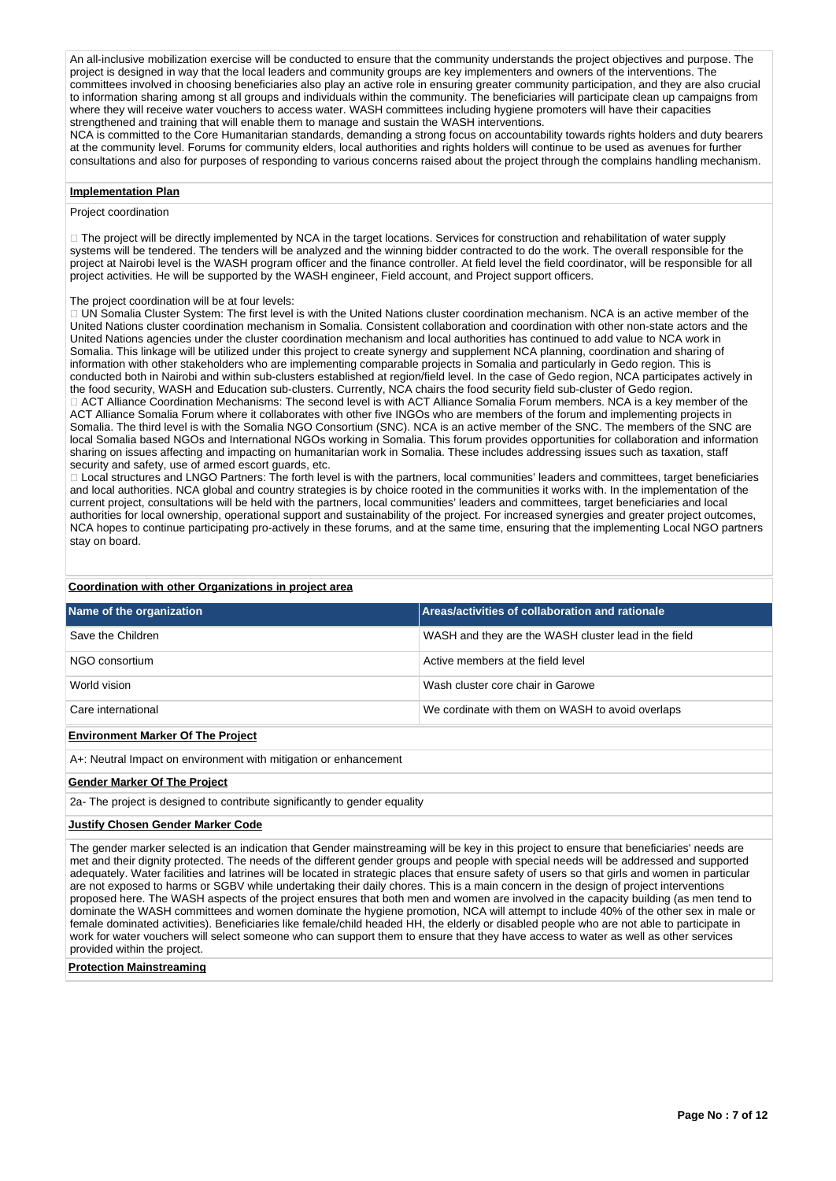An all-inclusive mobilization exercise will be conducted to ensure that the community understands the project objectives and purpose. The project is designed in way that the local leaders and community groups are key implementers and owners of the interventions. The committees involved in choosing beneficiaries also play an active role in ensuring greater community participation, and they are also crucial to information sharing among st all groups and individuals within the community. The beneficiaries will participate clean up campaigns from where they will receive water vouchers to access water. WASH committees including hygiene promoters will have their capacities strengthened and training that will enable them to manage and sustain the WASH interventions.
NCA is committed to the Core Humanitarian standards, demanding a strong focus on accountability towards rights holders and duty bearers at the community level. Forums for community elders, local authorities and rights holders will continue to be used as avenues for further consultations and also for purposes of responding to various concerns raised about the project through the complains handling mechanism.

**Implementation Plan**

Project coordination

 The project will be directly implemented by NCA in the target locations. Services for construction and rehabilitation of water supply systems will be tendered. The tenders will be analyzed and the winning bidder contracted to do the work. The overall responsible for the project at Nairobi level is the WASH program officer and the finance controller. At field level the field coordinator, will be responsible for all project activities. He will be supported by the WASH engineer, Field account, and Project support officers.

The project coordination will be at four levels:
 UN Somalia Cluster System: The first level is with the United Nations cluster coordination mechanism. NCA is an active member of the United Nations cluster coordination mechanism in Somalia. Consistent collaboration and coordination with other non-state actors and the United Nations agencies under the cluster coordination mechanism and local authorities has continued to add value to NCA work in Somalia. This linkage will be utilized under this project to create synergy and supplement NCA planning, coordination and sharing of information with other stakeholders who are implementing comparable projects in Somalia and particularly in Gedo region. This is conducted both in Nairobi and within sub-clusters established at region/field level. In the case of Gedo region, NCA participates actively in the food security, WASH and Education sub-clusters. Currently, NCA chairs the food security field sub-cluster of Gedo region.
 ACT Alliance Coordination Mechanisms: The second level is with ACT Alliance Somalia Forum members. NCA is a key member of the ACT Alliance Somalia Forum where it collaborates with other five INGOs who are members of the forum and implementing projects in Somalia. The third level is with the Somalia NGO Consortium (SNC). NCA is an active member of the SNC. The members of the SNC are local Somalia based NGOs and International NGOs working in Somalia. This forum provides opportunities for collaboration and information sharing on issues affecting and impacting on humanitarian work in Somalia. These includes addressing issues such as taxation, staff security and safety, use of armed escort guards, etc.
 Local structures and LNGO Partners: The forth level is with the partners, local communities' leaders and committees, target beneficiaries and local authorities. NCA global and country strategies is by choice rooted in the communities it works with. In the implementation of the current project, consultations will be held with the partners, local communities' leaders and committees, target beneficiaries and local authorities for local ownership, operational support and sustainability of the project. For increased synergies and greater project outcomes, NCA hopes to continue participating pro-actively in these forums, and at the same time, ensuring that the implementing Local NGO partners stay on board.

**Coordination with other Organizations in project area**

| Name of the organization | Areas/activities of collaboration and rationale |
|---|---|
| Save the Children | WASH and they are the WASH cluster lead in the field |
| NGO consortium | Active members at the field level |
| World vision | Wash cluster core chair in Garowe |
| Care international | We cordinate with them on WASH to avoid overlaps |

**Environment Marker Of The Project**

A+: Neutral Impact on environment with mitigation or enhancement

**Gender Marker Of The Project**

2a- The project is designed to contribute significantly to gender equality

**Justify Chosen Gender Marker Code**

The gender marker selected is an indication that Gender mainstreaming will be key in this project to ensure that beneficiaries' needs are met and their dignity protected. The needs of the different gender groups and people with special needs will be addressed and supported adequately. Water facilities and latrines will be located in strategic places that ensure safety of users so that girls and women in particular are not exposed to harms or SGBV while undertaking their daily chores. This is a main concern in the design of project interventions proposed here. The WASH aspects of the project ensures that both men and women are involved in the capacity building (as men tend to dominate the WASH committees and women dominate the hygiene promotion, NCA will attempt to include 40% of the other sex in male or female dominated activities). Beneficiaries like female/child headed HH, the elderly or disabled people who are not able to participate in work for water vouchers will select someone who can support them to ensure that they have access to water as well as other services provided within the project.

**Protection Mainstreaming**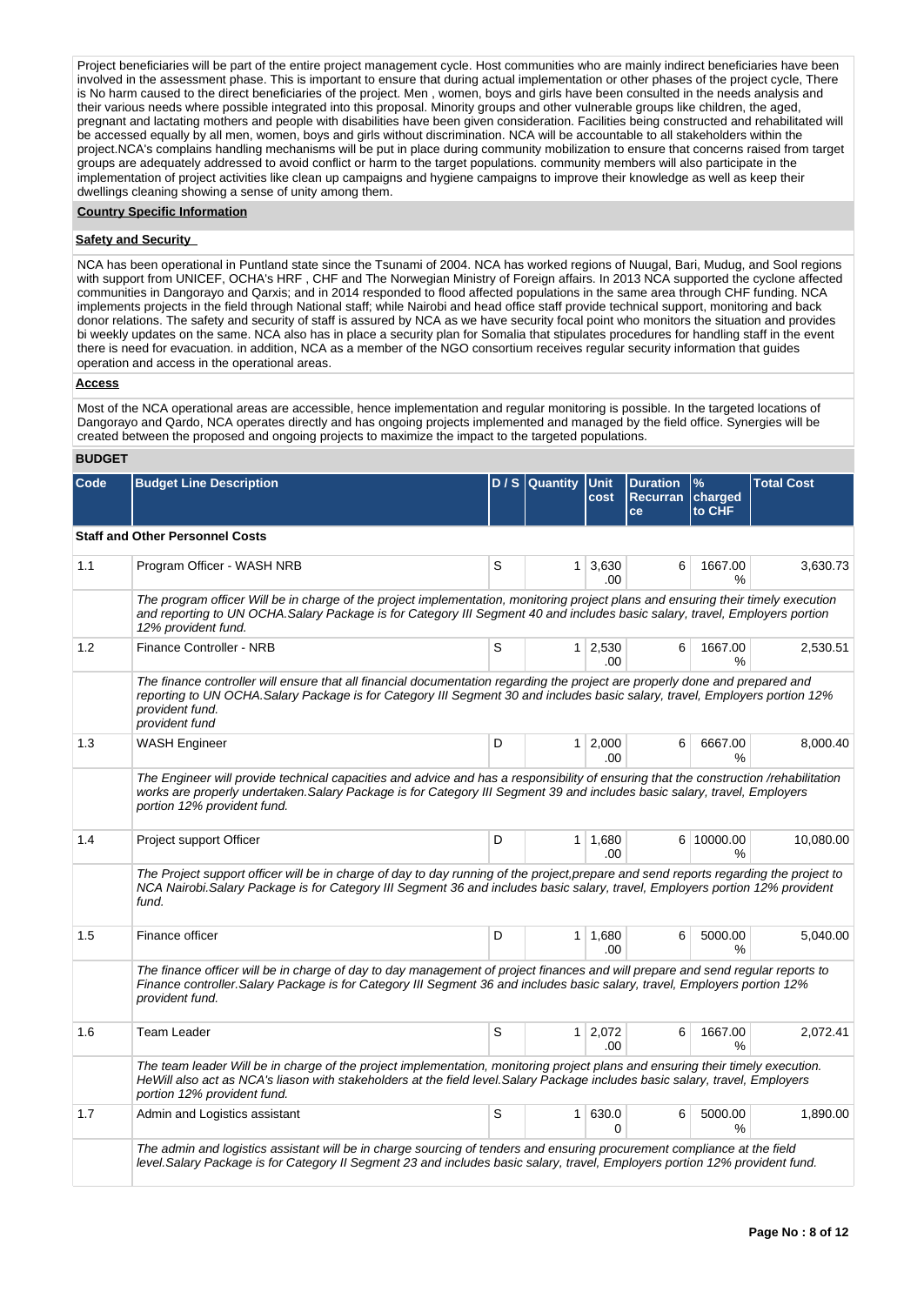Project beneficiaries will be part of the entire project management cycle. Host communities who are mainly indirect beneficiaries have been involved in the assessment phase. This is important to ensure that during actual implementation or other phases of the project cycle, There is No harm caused to the direct beneficiaries of the project. Men , women, boys and girls have been consulted in the needs analysis and their various needs where possible integrated into this proposal. Minority groups and other vulnerable groups like children, the aged, pregnant and lactating mothers and people with disabilities have been given consideration. Facilities being constructed and rehabilitated will be accessed equally by all men, women, boys and girls without discrimination. NCA will be accountable to all stakeholders within the project.NCA's complains handling mechanisms will be put in place during community mobilization to ensure that concerns raised from target groups are adequately addressed to avoid conflict or harm to the target populations. community members will also participate in the implementation of project activities like clean up campaigns and hygiene campaigns to improve their knowledge as well as keep their dwellings cleaning showing a sense of unity among them.

**Country Specific Information**

**Safety and Security**

NCA has been operational in Puntland state since the Tsunami of 2004. NCA has worked regions of Nuugal, Bari, Mudug, and Sool regions with support from UNICEF, OCHA's HRF , CHF and The Norwegian Ministry of Foreign affairs. In 2013 NCA supported the cyclone affected communities in Dangorayo and Qarxis; and in 2014 responded to flood affected populations in the same area through CHF funding. NCA implements projects in the field through National staff; while Nairobi and head office staff provide technical support, monitoring and back donor relations. The safety and security of staff is assured by NCA as we have security focal point who monitors the situation and provides bi weekly updates on the same. NCA also has in place a security plan for Somalia that stipulates procedures for handling staff in the event there is need for evacuation. in addition, NCA as a member of the NGO consortium receives regular security information that guides operation and access in the operational areas.

**Access**

Most of the NCA operational areas are accessible, hence implementation and regular monitoring is possible. In the targeted locations of Dangorayo and Qardo, NCA operates directly and has ongoing projects implemented and managed by the field office. Synergies will be created between the proposed and ongoing projects to maximize the impact to the targeted populations.

## BUDGET

| Code | Budget Line Description | D / S | Quantity | Unit cost | Duration Recurrance | % charged to CHF | Total Cost |
|---|---|---|---|---|---|---|---|
| **Staff and Other Personnel Costs** | | | | | | | |
| 1.1 | Program Officer - WASH NRB | S | 1 | 3,630.00 | 6 | 1667.00 % | 3,630.73 |
| | *The program officer Will be in charge of the project implementation, monitoring project plans and ensuring their timely execution and reporting to UN OCHA.Salary Package is for Category III Segment 40 and includes basic salary, travel, Employers portion 12% provident fund.* | | | | | | |
| 1.2 | Finance Controller - NRB | S | 1 | 2,530.00 | 6 | 1667.00 % | 2,530.51 |
| | *The finance controller will ensure that all financial documentation regarding the project are properly done and prepared and reporting to UN OCHA.Salary Package is for Category III Segment 30 and includes basic salary, travel, Employers portion 12% provident fund. provident fund* | | | | | | |
| 1.3 | WASH Engineer | D | 1 | 2,000.00 | 6 | 6667.00 % | 8,000.40 |
| | *The Engineer will provide technical capacities and advice and has a responsibility of ensuring that the construction /rehabilitation works are properly undertaken.Salary Package is for Category III Segment 39 and includes basic salary, travel, Employers portion 12% provident fund.* | | | | | | |
| 1.4 | Project support Officer | D | 1 | 1,680.00 | 6 | 10000.00 % | 10,080.00 |
| | *The Project support officer will be in charge of day to day running of the project,prepare and send reports regarding the project to NCA Nairobi.Salary Package is for Category III Segment 36 and includes basic salary, travel, Employers portion 12% provident fund.* | | | | | | |
| 1.5 | Finance officer | D | 1 | 1,680.00 | 6 | 5000.00 % | 5,040.00 |
| | *The finance officer will be in charge of day to day management of project finances and will prepare and send regular reports to Finance controller.Salary Package is for Category III Segment 36 and includes basic salary, travel, Employers portion 12% provident fund.* | | | | | | |
| 1.6 | Team Leader | S | 1 | 2,072.00 | 6 | 1667.00 % | 2,072.41 |
| | *The team leader Will be in charge of the project implementation, monitoring project plans and ensuring their timely execution. HeWill also act as NCA's liason with stakeholders at the field level.Salary Package includes basic salary, travel, Employers portion 12% provident fund.* | | | | | | |
| 1.7 | Admin and Logistics assistant | S | 1 | 630.00 | 6 | 5000.00 % | 1,890.00 |
| | *The admin and logistics assistant will be in charge sourcing of tenders and ensuring procurement compliance at the field level.Salary Package is for Category II Segment 23 and includes basic salary, travel, Employers portion 12% provident fund.* | | | | | | |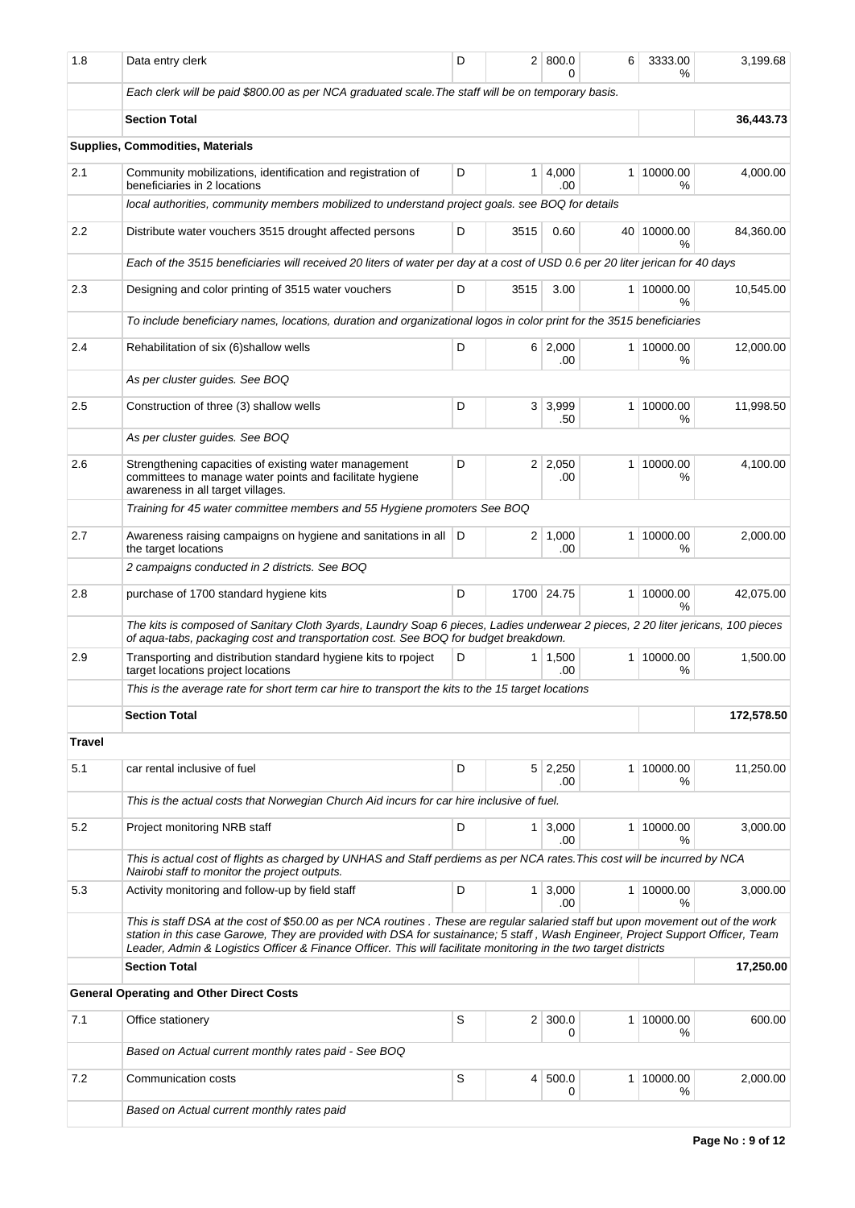| | | | | | | | |
|---|---|---|---|---|---|---|---|
| 1.8 | Data entry clerk | D | 2 | 800.00 | 6 | 3333.00 % | 3,199.68 |
| | *Each clerk will be paid $800.00 as per NCA graduated scale.The staff will be on temporary basis.* | | | | | | |
| | **Section Total** | | | | | | **36,443.73** |
| | **Supplies, Commodities, Materials** | | | | | | |
| 2.1 | Community mobilizations, identification and registration of beneficiaries in 2 locations | D | 1 | 4,000.00 | 1 | 10000.00 % | 4,000.00 |
| | *local authorities, community members mobilized to understand project goals. see BOQ for details* | | | | | | |
| 2.2 | Distribute water vouchers 3515 drought affected persons | D | 3515 | 0.60 | 40 | 10000.00 % | 84,360.00 |
| | *Each of the 3515 beneficiaries will received 20 liters of water per day at a cost of USD 0.6 per 20 liter jerican for 40 days* | | | | | | |
| 2.3 | Designing and color printing of 3515 water vouchers | D | 3515 | 3.00 | 1 | 10000.00 % | 10,545.00 |
| | *To include beneficiary names, locations, duration and organizational logos in color print for the 3515 beneficiaries* | | | | | | |
| 2.4 | Rehabilitation of six (6)shallow wells | D | 6 | 2,000.00 | 1 | 10000.00 % | 12,000.00 |
| | *As per cluster guides. See BOQ* | | | | | | |
| 2.5 | Construction of three (3) shallow wells | D | 3 | 3,999.50 | 1 | 10000.00 % | 11,998.50 |
| | *As per cluster guides. See BOQ* | | | | | | |
| 2.6 | Strengthening capacities of existing water management committees to manage water points and facilitate hygiene awareness in all target villages. | D | 2 | 2,050.00 | 1 | 10000.00 % | 4,100.00 |
| | *Training for 45 water committee members and 55 Hygiene promoters See BOQ* | | | | | | |
| 2.7 | Awareness raising campaigns on hygiene and sanitations in all the target locations | D | 2 | 1,000.00 | 1 | 10000.00 % | 2,000.00 |
| | *2 campaigns conducted in 2 districts. See BOQ* | | | | | | |
| 2.8 | purchase of 1700 standard hygiene kits | D | 1700 | 24.75 | 1 | 10000.00 % | 42,075.00 |
| | *The kits is composed of Sanitary Cloth 3yards, Laundry Soap 6 pieces, Ladies underwear 2 pieces, 2 20 liter jericans, 100 pieces of aqua-tabs, packaging cost and transportation cost. See BOQ for budget breakdown.* | | | | | | |
| 2.9 | Transporting and distribution standard hygiene kits to rpoject target locations project locations | D | 1 | 1,500.00 | 1 | 10000.00 % | 1,500.00 |
| | *This is the average rate for short term car hire to transport the kits to the 15 target locations* | | | | | | |
| | **Section Total** | | | | | | **172,578.50** |
| **Travel** | | | | | | | |
| 5.1 | car rental inclusive of fuel | D | 5 | 2,250.00 | 1 | 10000.00 % | 11,250.00 |
| | *This is the actual costs that Norwegian Church Aid incurs for car hire inclusive of fuel.* | | | | | | |
| 5.2 | Project monitoring NRB staff | D | 1 | 3,000.00 | 1 | 10000.00 % | 3,000.00 |
| | *This is actual cost of flights as charged by UNHAS and Staff perdiems as per NCA rates.This cost will be incurred by NCA Nairobi staff to monitor the project outputs.* | | | | | | |
| 5.3 | Activity monitoring and follow-up by field staff | D | 1 | 3,000.00 | 1 | 10000.00 % | 3,000.00 |
| | *This is staff DSA at the cost of $50.00 as per NCA routines . These are regular salaried staff but upon movement out of the work station in this case Garowe, They are provided with DSA for sustainance; 5 staff , Wash Engineer, Project Support Officer, Team Leader, Admin & Logistics Officer & Finance Officer. This will facilitate monitoring in the two target districts* | | | | | | |
| | **Section Total** | | | | | | **17,250.00** |
| | **General Operating and Other Direct Costs** | | | | | | |
| 7.1 | Office stationery | S | 2 | 300.00 | 1 | 10000.00 % | 600.00 |
| | *Based on Actual current monthly rates paid - See BOQ* | | | | | | |
| 7.2 | Communication costs | S | 4 | 500.00 | 1 | 10000.00 % | 2,000.00 |
| | *Based on Actual current monthly rates paid* | | | | | | |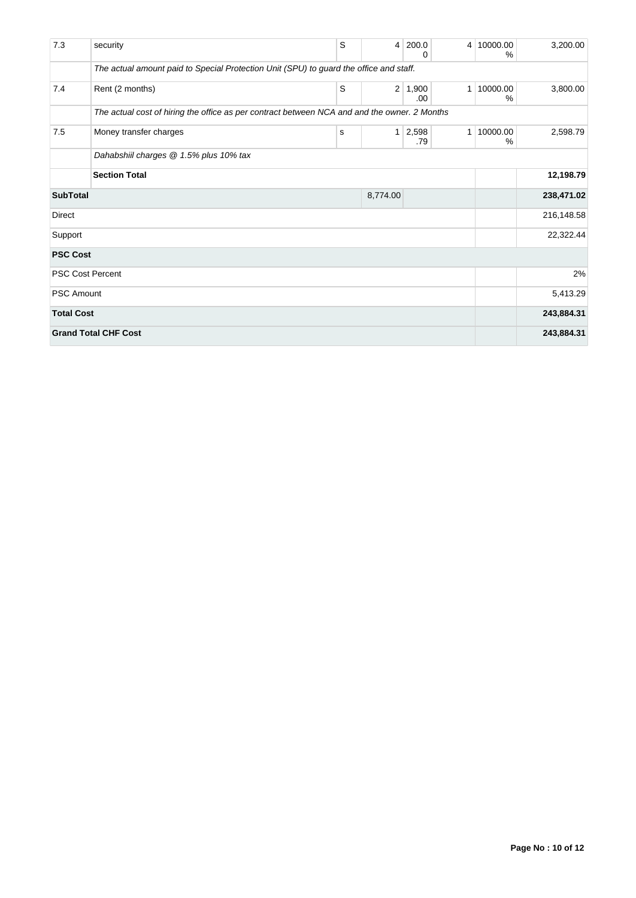| 7.3 | security | S | 4 | 200.00 | 4 | 10000.00 % | 3,200.00 |
|---|---|---|---|---|---|---|---|
| | *The actual amount paid to Special Protection Unit (SPU) to guard the office and staff.* | | | | | | |
| 7.4 | Rent (2 months) | S | 2 | 1,900.00 | 1 | 10000.00 % | 3,800.00 |
| | *The actual cost of hiring the office as per contract between NCA and and the owner. 2 Months* | | | | | | |
| 7.5 | Money transfer charges | s | 1 | 2,598.79 | 1 | 10000.00 % | 2,598.79 |
| | *Dahabshiil charges @ 1.5% plus 10% tax* | | | | | | |
| | **Section Total** | | | | | | **12,198.79** |
| **SubTotal** | | | 8,774.00 | | | | **238,471.02** |
| Direct | | | | | | | 216,148.58 |
| Support | | | | | | | 22,322.44 |
| **PSC Cost** | | | | | | | |
| PSC Cost Percent | | | | | | | 2% |
| PSC Amount | | | | | | | 5,413.29 |
| **Total Cost** | | | | | | | **243,884.31** |
| **Grand Total CHF Cost** | | | | | | | **243,884.31** |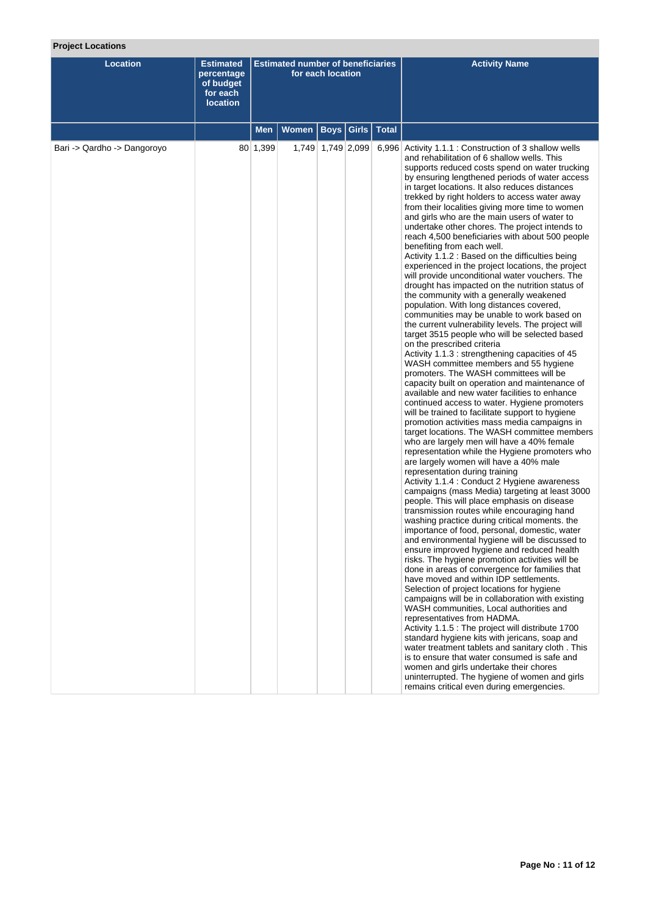**Project Locations**

| Location | Estimated percentage of budget for each location | Estimated number of beneficiaries for each location | | | | | Activity Name |
|---|---|---|---|---|---|---|---|
| | | Men | Women | Boys | Girls | Total | |
| Bari -> Qardho -> Dangoroyo | 80 | 1,399 | 1,749 | 1,749 | 2,099 | 6,996 | Activity 1.1.1 : Construction of 3 shallow wells and rehabilitation of 6 shallow wells. This supports reduced costs spend on water trucking by ensuring lengthened periods of water access in target locations. It also reduces distances trekked by right holders to access water away from their localities giving more time to women and girls who are the main users of water to undertake other chores. The project intends to reach 4,500 beneficiaries with about 500 people benefiting from each well.<br>Activity 1.1.2 : Based on the difficulties being experienced in the project locations, the project will provide unconditional water vouchers. The drought has impacted on the nutrition status of the community with a generally weakened population. With long distances covered, communities may be unable to work based on the current vulnerability levels. The project will target 3515 people who will be selected based on the prescribed criteria<br>Activity 1.1.3 : strengthening capacities of 45 WASH committee members and 55 hygiene promoters. The WASH committees will be capacity built on operation and maintenance of available and new water facilities to enhance continued access to water. Hygiene promoters will be trained to facilitate support to hygiene promotion activities mass media campaigns in target locations. The WASH committee members who are largely men will have a 40% female representation while the Hygiene promoters who are largely women will have a 40% male representation during training<br>Activity 1.1.4 : Conduct 2 Hygiene awareness campaigns (mass Media) targeting at least 3000 people. This will place emphasis on disease transmission routes while encouraging hand washing practice during critical moments. the importance of food, personal, domestic, water and environmental hygiene will be discussed to ensure improved hygiene and reduced health risks. The hygiene promotion activities will be done in areas of convergence for families that have moved and within IDP settlements. Selection of project locations for hygiene campaigns will be in collaboration with existing WASH communities, Local authorities and representatives from HADMA.<br>Activity 1.1.5 : The project will distribute 1700 standard hygiene kits with jericans, soap and water treatment tablets and sanitary cloth . This is to ensure that water consumed is safe and women and girls undertake their chores uninterrupted. The hygiene of women and girls remains critical even during emergencies. |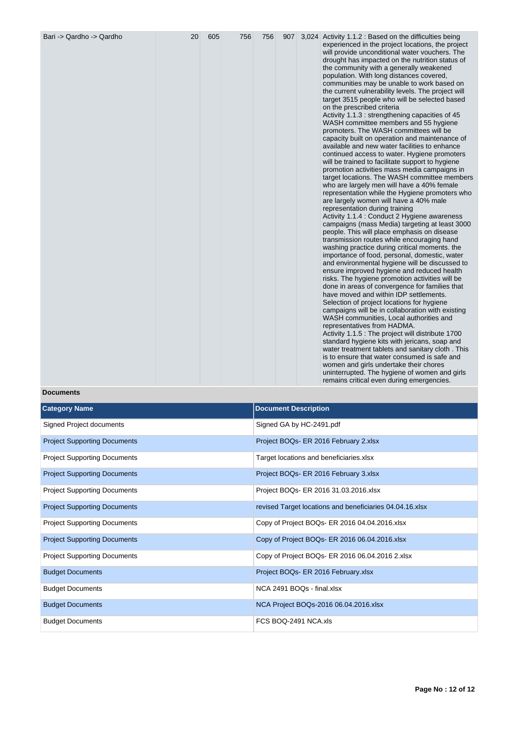| | | | | | | | |
|---|---|---|---|---|---|---|---|
| Bari -> Qardho -> Qardho | 20 | 605 | 756 | 756 | 907 | 3,024 | Activity 1.1.2 : Based on the difficulties being experienced in the project locations, the project will provide unconditional water vouchers. The drought has impacted on the nutrition status of the community with a generally weakened population. With long distances covered, communities may be unable to work based on the current vulnerability levels. The project will target 3515 people who will be selected based on the prescribed criteria<br>Activity 1.1.3 : strengthening capacities of 45 WASH committee members and 55 hygiene promoters. The WASH committees will be capacity built on operation and maintenance of available and new water facilities to enhance continued access to water. Hygiene promoters will be trained to facilitate support to hygiene promotion activities mass media campaigns in target locations. The WASH committee members who are largely men will have a 40% female representation while the Hygiene promoters who are largely women will have a 40% male representation during training<br>Activity 1.1.4 : Conduct 2 Hygiene awareness campaigns (mass Media) targeting at least 3000 people. This will place emphasis on disease transmission routes while encouraging hand washing practice during critical moments. the importance of food, personal, domestic, water and environmental hygiene will be discussed to ensure improved hygiene and reduced health risks. The hygiene promotion activities will be done in areas of convergence for families that have moved and within IDP settlements. Selection of project locations for hygiene campaigns will be in collaboration with existing WASH communities, Local authorities and representatives from HADMA.<br>Activity 1.1.5 : The project will distribute 1700 standard hygiene kits with jericans, soap and water treatment tablets and sanitary cloth . This is to ensure that water consumed is safe and women and girls undertake their chores uninterrupted. The hygiene of women and girls remains critical even during emergencies. |

**Documents**

| Category Name | Document Description |
|---|---|
| Signed Project documents | Signed GA by HC-2491.pdf |
| Project Supporting Documents | Project BOQs- ER 2016 February 2.xlsx |
| Project Supporting Documents | Target locations and beneficiaries.xlsx |
| Project Supporting Documents | Project BOQs- ER 2016 February 3.xlsx |
| Project Supporting Documents | Project BOQs- ER 2016 31.03.2016.xlsx |
| Project Supporting Documents | revised Target locations and beneficiaries 04.04.16.xlsx |
| Project Supporting Documents | Copy of Project BOQs- ER 2016 04.04.2016.xlsx |
| Project Supporting Documents | Copy of Project BOQs- ER 2016 06.04.2016.xlsx |
| Project Supporting Documents | Copy of Project BOQs- ER 2016 06.04.2016 2.xlsx |
| Budget Documents | Project BOQs- ER 2016 February.xlsx |
| Budget Documents | NCA 2491 BOQs - final.xlsx |
| Budget Documents | NCA Project BOQs-2016 06.04.2016.xlsx |
| Budget Documents | FCS BOQ-2491 NCA.xls |